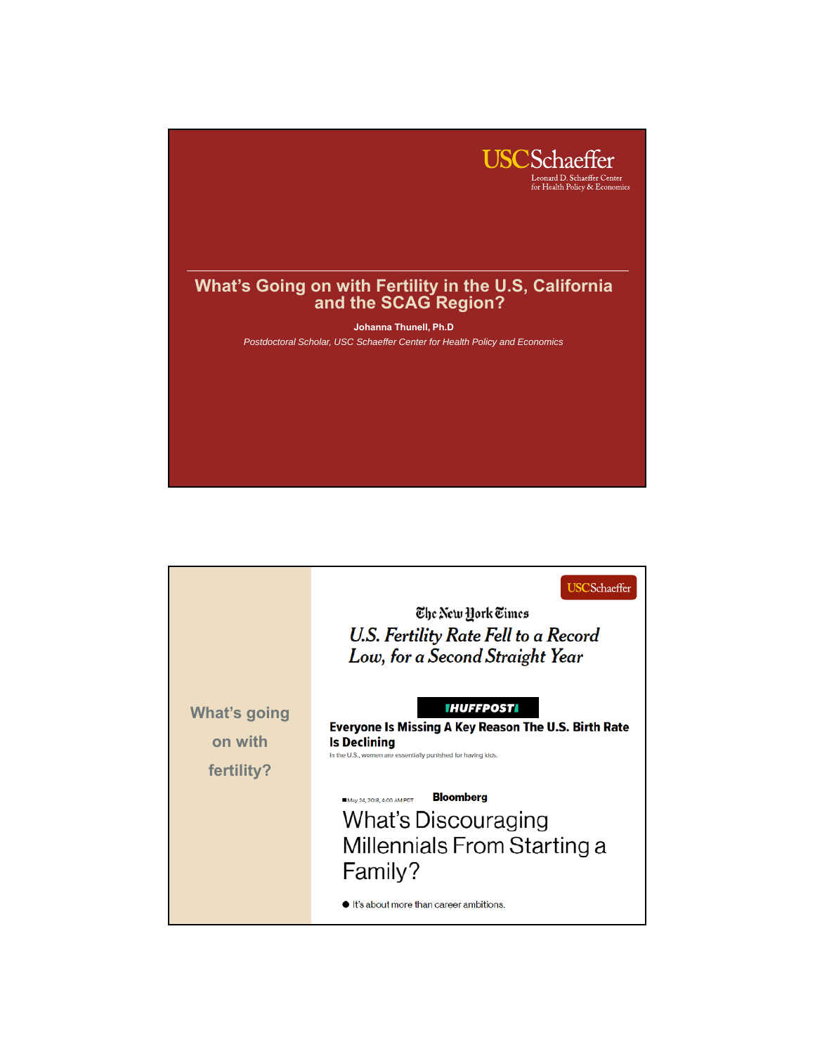USCSchaeffer

Leonard D. Schaeffer Center for Health Policy & Economics

# What's Going on with Fertility in the U.S, California and the SCAG Region?

**Johanna Thunell, Ph.D**

*Postdoctoral Scholar, USC Schaeffer Center for Health Policy and Economics*

---

USCSchaeffer

## What's going on with fertility?

The New York Times

*U.S. Fertility Rate Fell to a Record Low, for a Second Straight Year*

HUFFPOST

**Everyone Is Missing A Key Reason The U.S. Birth Rate Is Declining**

In the U.S., women are essentially punished for having kids.

May 24, 2018, 4:00 AM PDT

**Bloomberg**

What's Discouraging Millennials From Starting a Family?

- It's about more than career ambitions.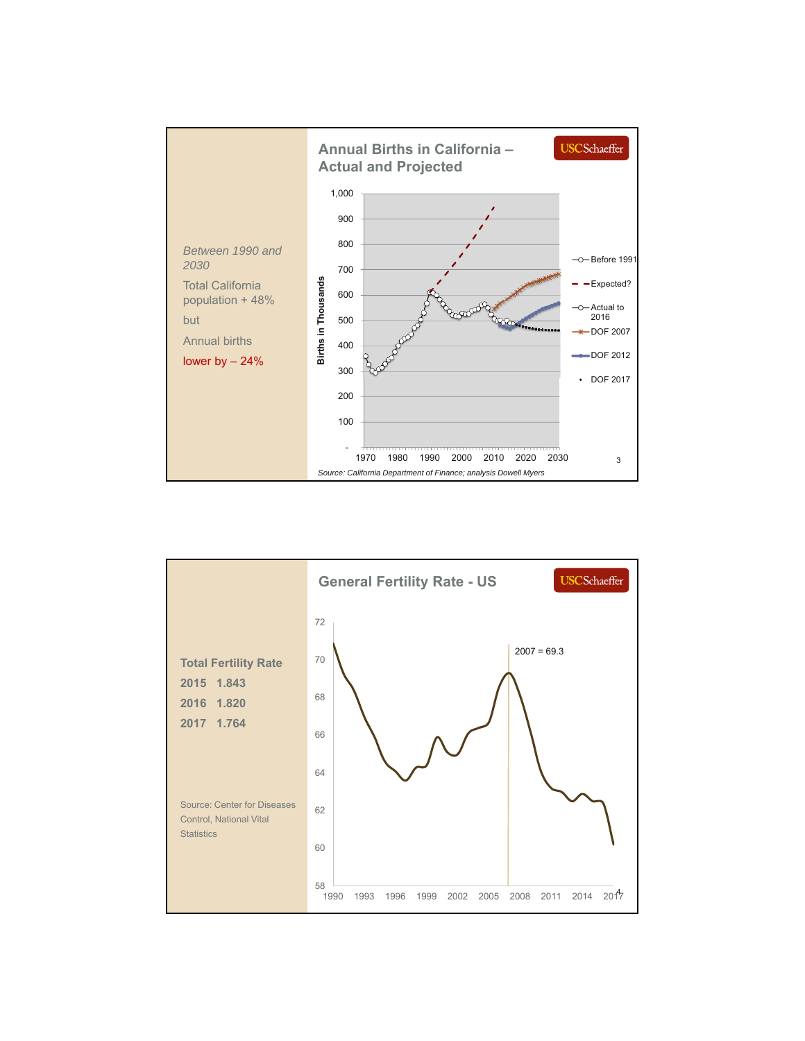## Annual Births in California – Actual and Projected

*Between 1990 and 2030*

Total California population + 48%

but

Annual births

lower by – 24%

Births in Thousands: 1,000, 900, 800, 700, 600, 500, 400, 300, 200, 100, -

1970, 1980, 1990, 2000, 2010, 2020, 2030

Before 1991; Expected?; Actual to 2016; DOF 2007; DOF 2012; DOF 2017

*Source: California Department of Finance; analysis Dowell Myers*

## General Fertility Rate - US

**Total Fertility Rate**

| | |
|---|---|
| **2015** | **1.843** |
| **2016** | **1.820** |
| **2017** | **1.764** |

Source: Center for Diseases Control, National Vital Statistics

2007 = 69.3

72, 70, 68, 66, 64, 62, 60, 58

1990, 1993, 1996, 1999, 2002, 2005, 2008, 2011, 2014, 2017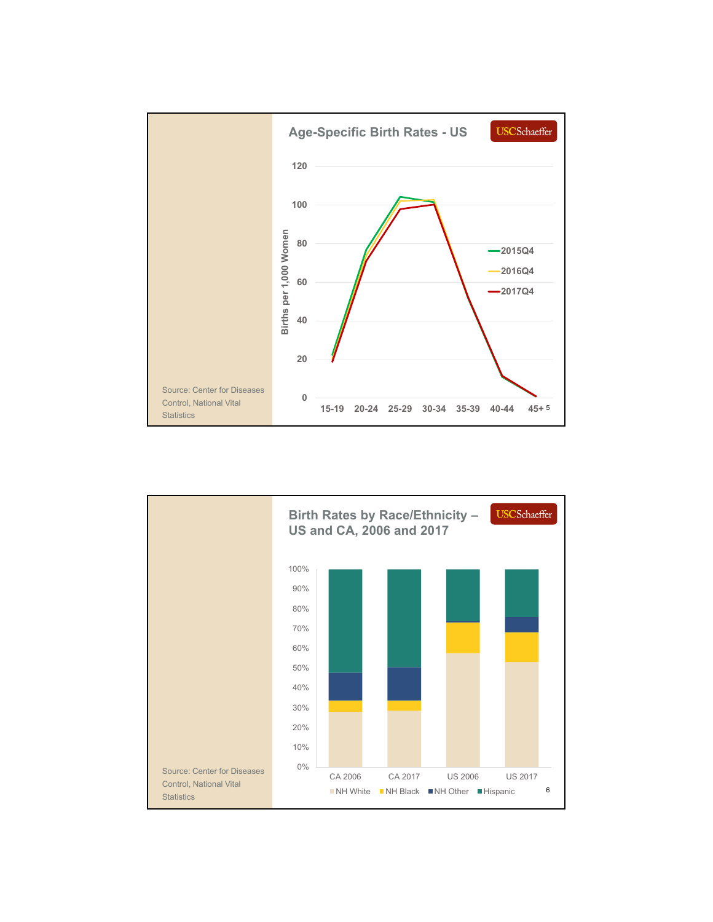## Age-Specific Birth Rates - US

USCSchaeffer

Births per 1,000 Women

120
100
80
60
40
20
0

15-19 20-24 25-29 30-34 35-39 40-44 45+

2015Q4
2016Q4
2017Q4

Source: Center for Diseases Control, National Vital Statistics

## Birth Rates by Race/Ethnicity – US and CA, 2006 and 2017

USCSchaeffer

100%
90%
80%
70%
60%
50%
40%
30%
20%
10%
0%

CA 2006 CA 2017 US 2006 US 2017

NH White NH Black NH Other Hispanic

Source: Center for Diseases Control, National Vital Statistics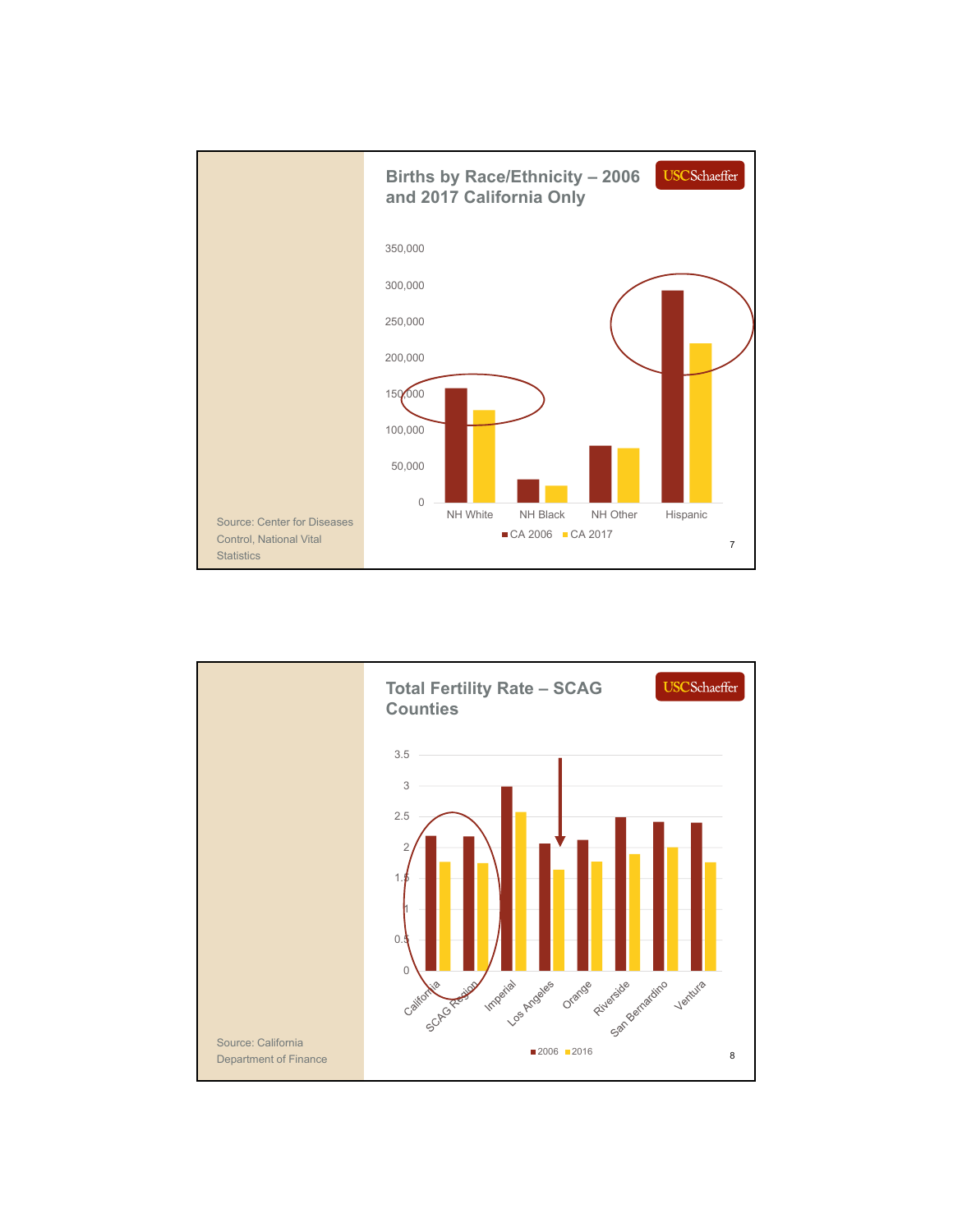## Births by Race/Ethnicity – 2006 and 2017 California Only

USCSchaeffer

| | NH White | NH Black | NH Other | Hispanic |
|---|---|---|---|---|
| CA 2006 | ~158,000 | ~32,000 | ~79,000 | ~293,000 |
| CA 2017 | ~128,000 | ~23,000 | ~75,000 | ~221,000 |

Source: Center for Diseases Control, National Vital Statistics

## Total Fertility Rate – SCAG Counties

USCSchaeffer

| | California | SCAG Region | Imperial | Los Angeles | Orange | Riverside | San Bernardino | Ventura |
|---|---|---|---|---|---|---|---|---|
| 2006 | ~2.2 | ~2.2 | ~3.0 | ~2.1 | ~2.1 | ~2.5 | ~2.4 | ~2.4 |
| 2016 | ~1.8 | ~1.8 | ~2.6 | ~1.6 | ~1.8 | ~1.9 | ~2.0 | ~1.8 |

Source: California Department of Finance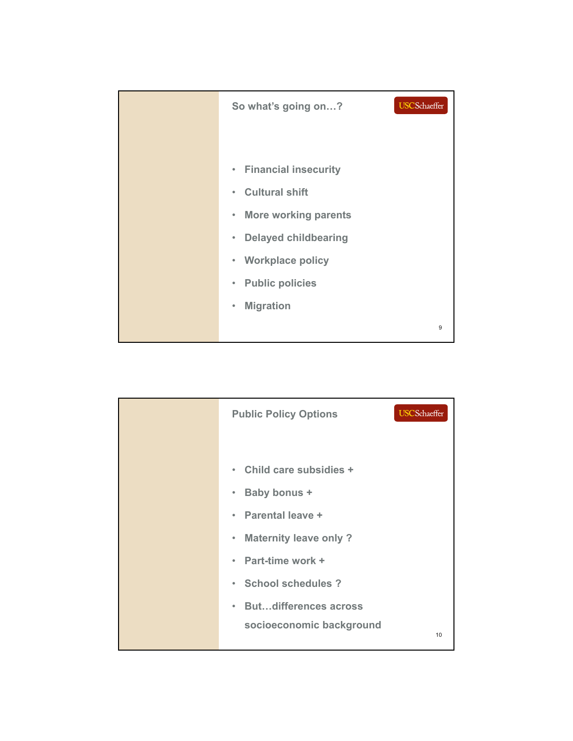## So what's going on…?

- Financial insecurity
- Cultural shift
- More working parents
- Delayed childbearing
- Workplace policy
- Public policies
- Migration

## Public Policy Options

- Child care subsidies +
- Baby bonus +
- Parental leave +
- Maternity leave only ?
- Part-time work +
- School schedules ?
- But…differences across socioeconomic background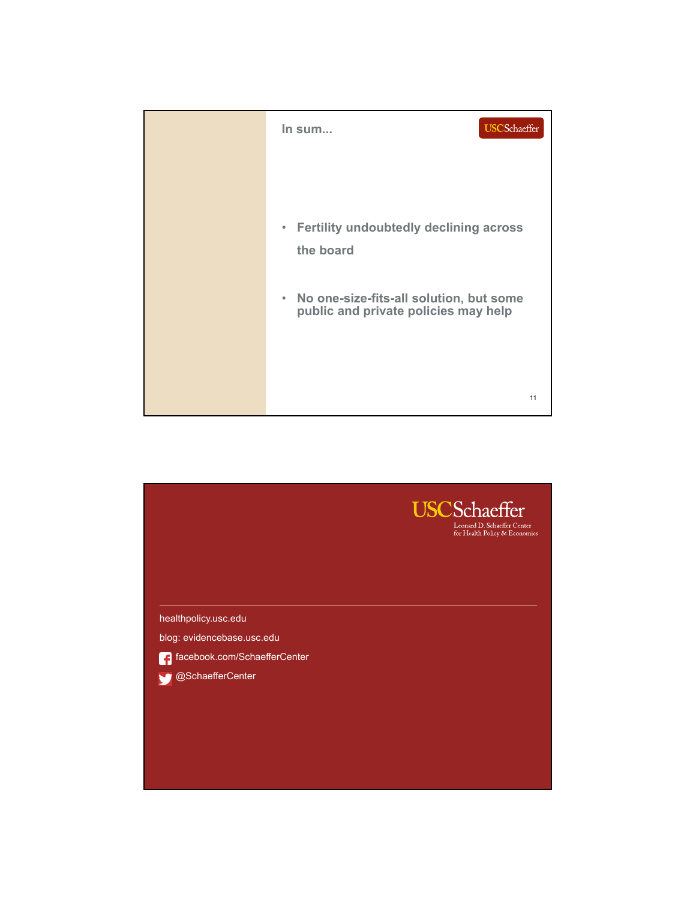## In sum…

USCSchaeffer

- Fertility undoubtedly declining across the board
- No one-size-fits-all solution, but some public and private policies may help

USCSchaeffer

Leonard D. Schaeffer Center for Health Policy & Economics

healthpolicy.usc.edu

blog: evidencebase.usc.edu

facebook.com/SchaefferCenter

@SchaefferCenter